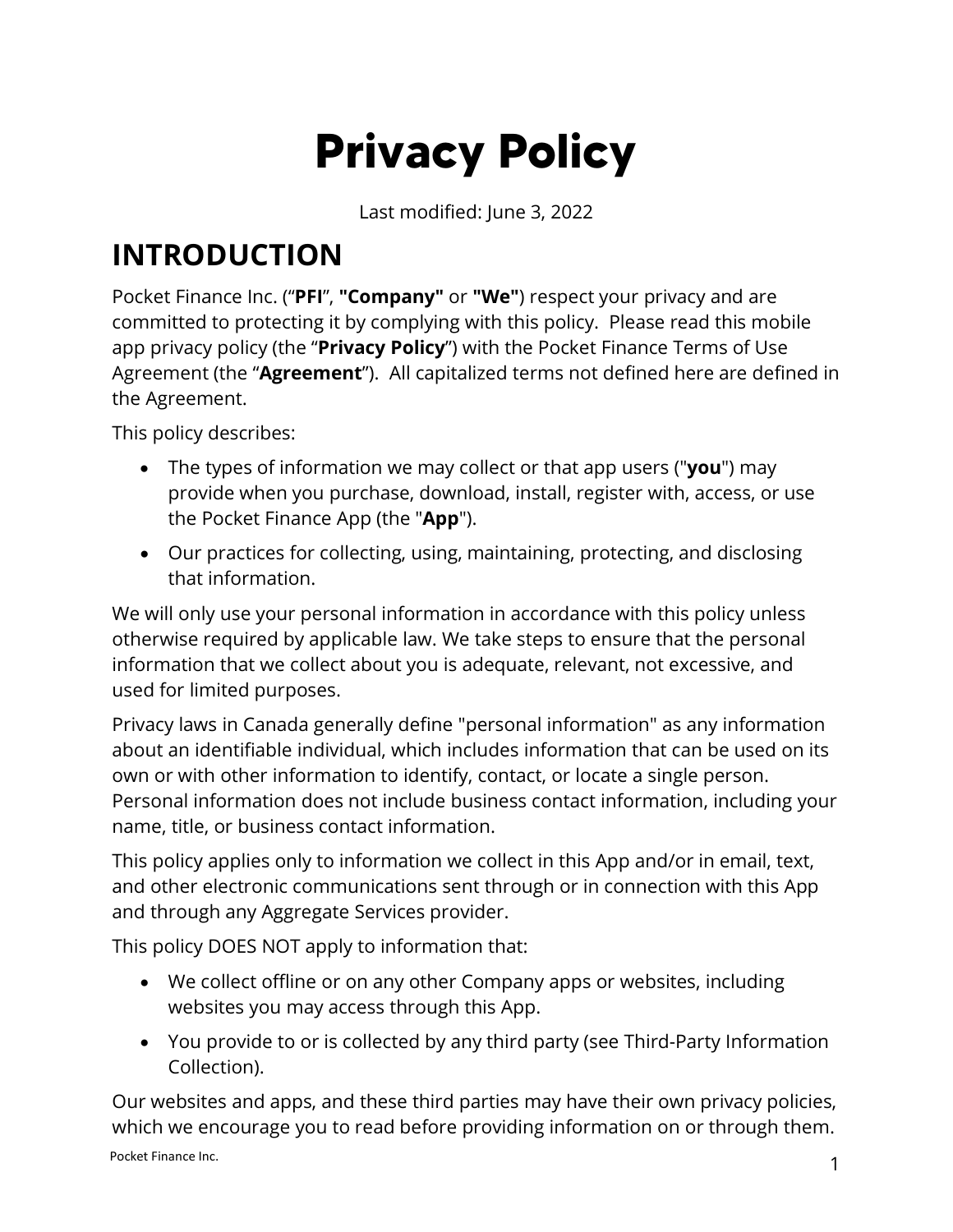# Privacy Policy

Last modified: June 3, 2022

## INTRODUCTION

Pocket Finance Inc. (“**PFI**”, **"Company"** or **"We"**) respect your privacy and are committed to protecting it by complying with this policy. Please read this mobile app privacy policy (the “**Privacy Policy**”) with the Pocket Finance Terms of Use Agreement (the “**Agreement**”). All capitalized terms not defined here are defined in the Agreement.

This policy describes:

- The types of information we may collect or that app users ("**you**") may provide when you purchase, download, install, register with, access, or use the Pocket Finance App (the "**App**").
- Our practices for collecting, using, maintaining, protecting, and disclosing that information.

We will only use your personal information in accordance with this policy unless otherwise required by applicable law. We take steps to ensure that the personal information that we collect about you is adequate, relevant, not excessive, and used for limited purposes.

Privacy laws in Canada generally define "personal information" as any information about an identifiable individual, which includes information that can be used on its own or with other information to identify, contact, or locate a single person. Personal information does not include business contact information, including your name, title, or business contact information.

This policy applies only to information we collect in this App and/or in email, text, and other electronic communications sent through or in connection with this App and through any Aggregate Services provider.

This policy DOES NOT apply to information that:

- We collect offline or on any other Company apps or websites, including websites you may access through this App.
- You provide to or is collected by any third party (see Third-Party Information Collection).

Our websites and apps, and these third parties may have their own privacy policies, which we encourage you to read before providing information on or through them.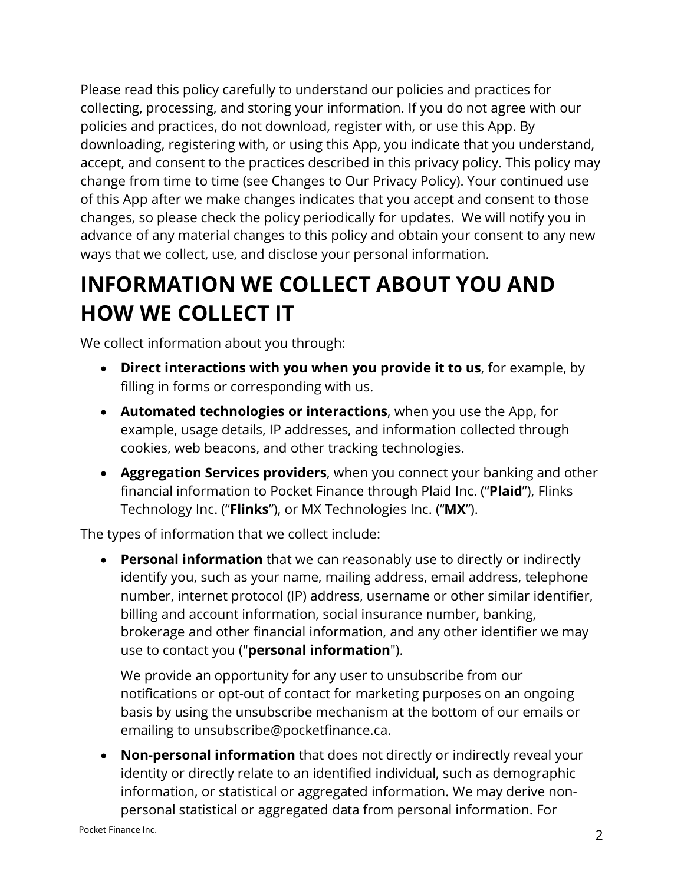Please read this policy carefully to understand our policies and practices for collecting, processing, and storing your information. If you do not agree with our policies and practices, do not download, register with, or use this App. By downloading, registering with, or using this App, you indicate that you understand, accept, and consent to the practices described in this privacy policy. This policy may change from time to time (see Changes to Our Privacy Policy). Your continued use of this App after we make changes indicates that you accept and consent to those changes, so please check the policy periodically for updates. We will notify you in advance of any material changes to this policy and obtain your consent to any new ways that we collect, use, and disclose your personal information.

# INFORMATION WE COLLECT ABOUT YOU AND HOW WE COLLECT IT

We collect information about you through:

- **Direct interactions with you when you provide it to us**, for example, by filling in forms or corresponding with us.
- **Automated technologies or interactions**, when you use the App, for example, usage details, IP addresses, and information collected through cookies, web beacons, and other tracking technologies.
- **Aggregation Services providers**, when you connect your banking and other financial information to Pocket Finance through Plaid Inc. ("**Plaid**"), Flinks Technology Inc. ("**Flinks**"), or MX Technologies Inc. ("**MX**").

The types of information that we collect include:

- **Personal information** that we can reasonably use to directly or indirectly identify you, such as your name, mailing address, email address, telephone number, internet protocol (IP) address, username or other similar identifier, billing and account information, social insurance number, banking, brokerage and other financial information, and any other identifier we may use to contact you ("**personal information**").

  We provide an opportunity for any user to unsubscribe from our notifications or opt-out of contact for marketing purposes on an ongoing basis by using the unsubscribe mechanism at the bottom of our emails or emailing to unsubscribe@pocketfinance.ca.

- **Non-personal information** that does not directly or indirectly reveal your identity or directly relate to an identified individual, such as demographic information, or statistical or aggregated information. We may derive non-personal statistical or aggregated data from personal information. For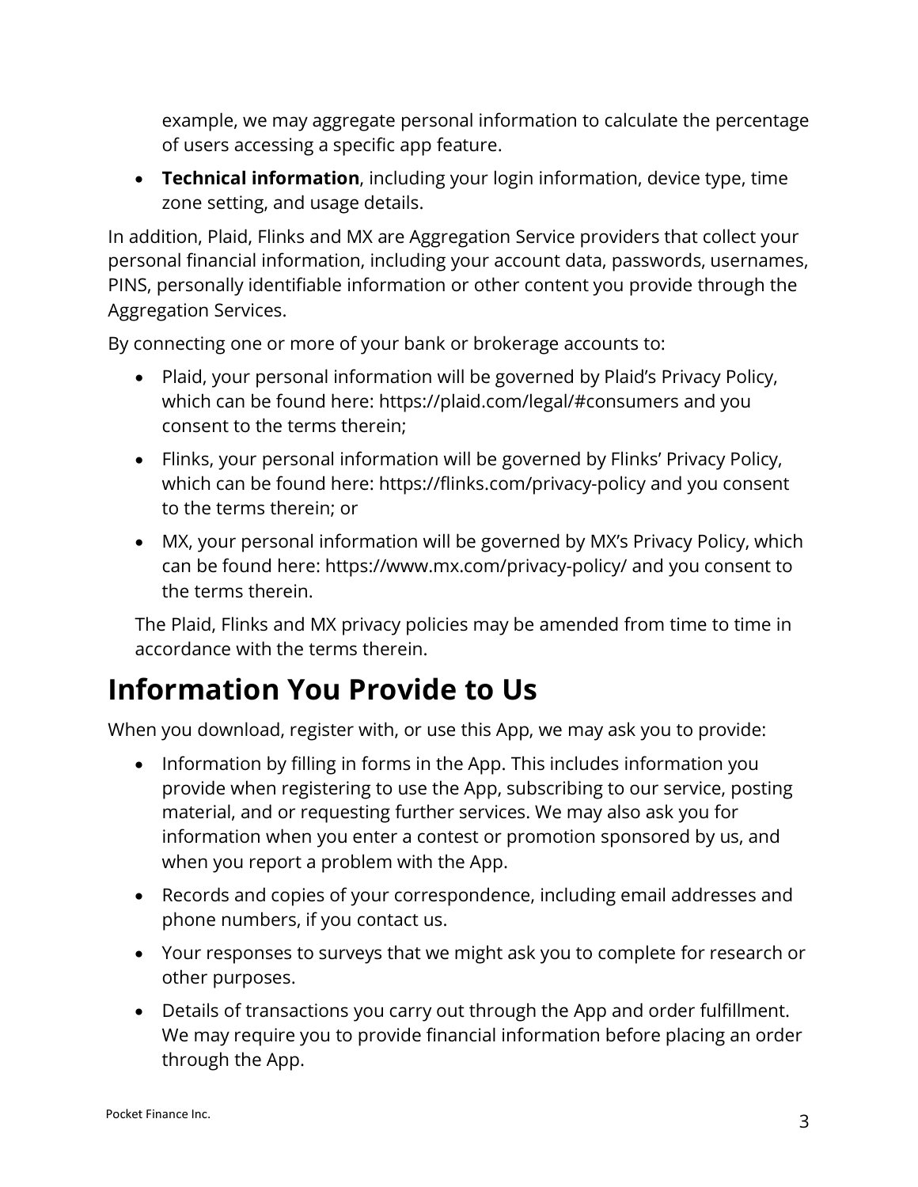example, we may aggregate personal information to calculate the percentage of users accessing a specific app feature.

- **Technical information**, including your login information, device type, time zone setting, and usage details.

In addition, Plaid, Flinks and MX are Aggregation Service providers that collect your personal financial information, including your account data, passwords, usernames, PINS, personally identifiable information or other content you provide through the Aggregation Services.

By connecting one or more of your bank or brokerage accounts to:

- Plaid, your personal information will be governed by Plaid's Privacy Policy, which can be found here: https://plaid.com/legal/#consumers and you consent to the terms therein;
- Flinks, your personal information will be governed by Flinks' Privacy Policy, which can be found here: https://flinks.com/privacy-policy and you consent to the terms therein; or
- MX, your personal information will be governed by MX's Privacy Policy, which can be found here: https://www.mx.com/privacy-policy/ and you consent to the terms therein.

The Plaid, Flinks and MX privacy policies may be amended from time to time in accordance with the terms therein.

# Information You Provide to Us

When you download, register with, or use this App, we may ask you to provide:

- Information by filling in forms in the App. This includes information you provide when registering to use the App, subscribing to our service, posting material, and or requesting further services. We may also ask you for information when you enter a contest or promotion sponsored by us, and when you report a problem with the App.
- Records and copies of your correspondence, including email addresses and phone numbers, if you contact us.
- Your responses to surveys that we might ask you to complete for research or other purposes.
- Details of transactions you carry out through the App and order fulfillment. We may require you to provide financial information before placing an order through the App.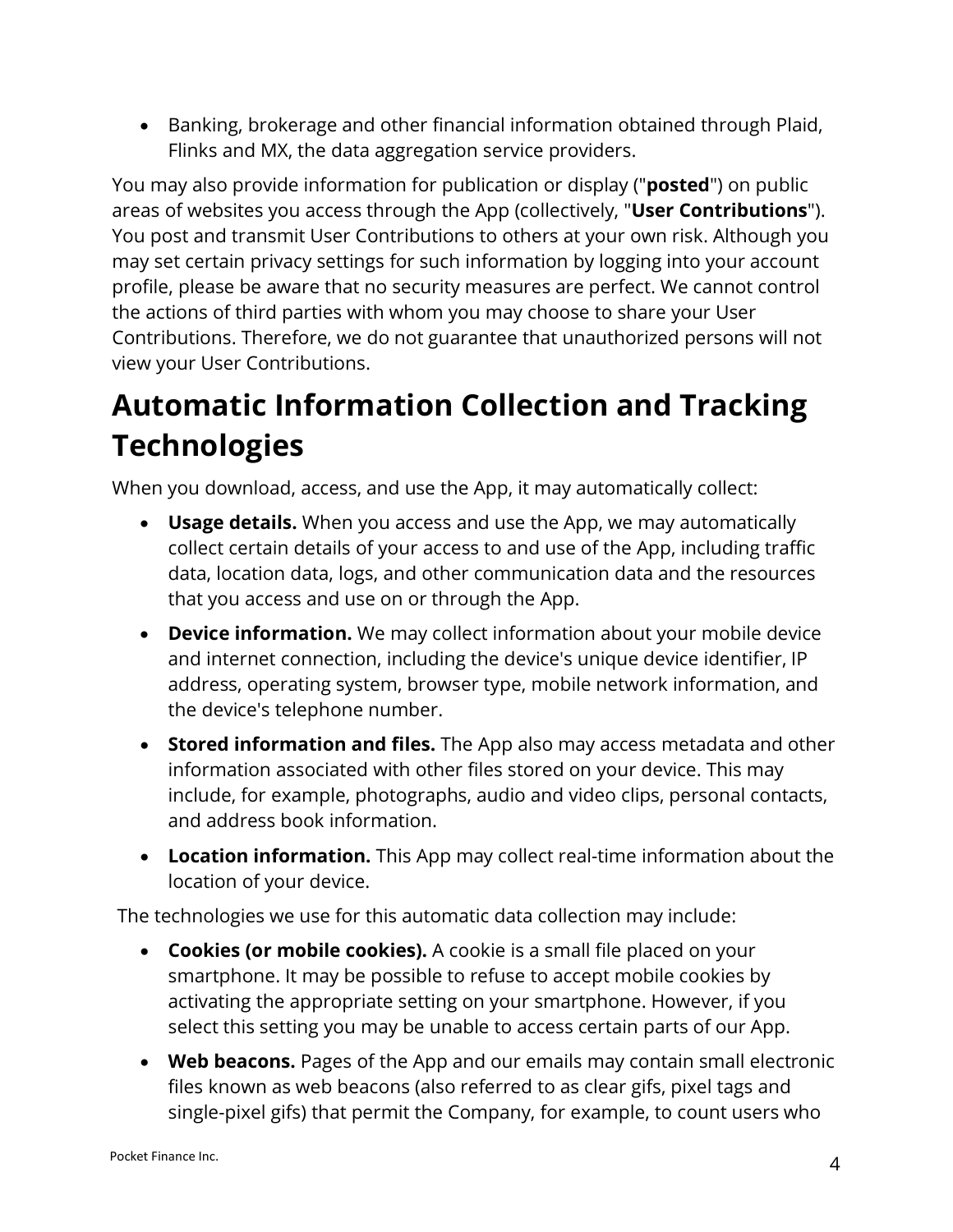- Banking, brokerage and other financial information obtained through Plaid, Flinks and MX, the data aggregation service providers.

You may also provide information for publication or display ("**posted**") on public areas of websites you access through the App (collectively, "**User Contributions**"). You post and transmit User Contributions to others at your own risk. Although you may set certain privacy settings for such information by logging into your account profile, please be aware that no security measures are perfect. We cannot control the actions of third parties with whom you may choose to share your User Contributions. Therefore, we do not guarantee that unauthorized persons will not view your User Contributions.

# Automatic Information Collection and Tracking Technologies

When you download, access, and use the App, it may automatically collect:

- **Usage details.** When you access and use the App, we may automatically collect certain details of your access to and use of the App, including traffic data, location data, logs, and other communication data and the resources that you access and use on or through the App.
- **Device information.** We may collect information about your mobile device and internet connection, including the device's unique device identifier, IP address, operating system, browser type, mobile network information, and the device's telephone number.
- **Stored information and files.** The App also may access metadata and other information associated with other files stored on your device. This may include, for example, photographs, audio and video clips, personal contacts, and address book information.
- **Location information.** This App may collect real-time information about the location of your device.

The technologies we use for this automatic data collection may include:

- **Cookies (or mobile cookies).** A cookie is a small file placed on your smartphone. It may be possible to refuse to accept mobile cookies by activating the appropriate setting on your smartphone. However, if you select this setting you may be unable to access certain parts of our App.
- **Web beacons.** Pages of the App and our emails may contain small electronic files known as web beacons (also referred to as clear gifs, pixel tags and single-pixel gifs) that permit the Company, for example, to count users who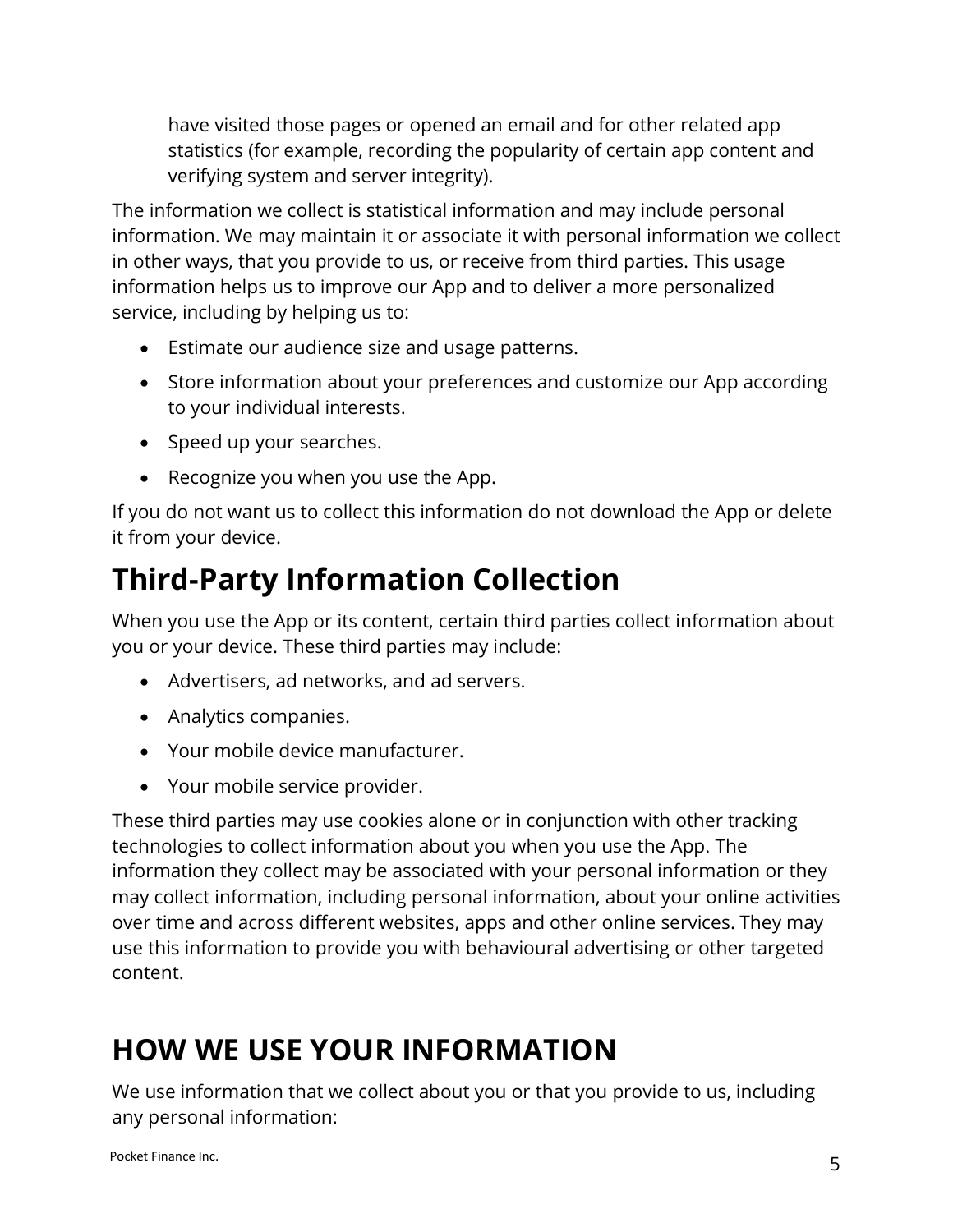have visited those pages or opened an email and for other related app statistics (for example, recording the popularity of certain app content and verifying system and server integrity).

The information we collect is statistical information and may include personal information. We may maintain it or associate it with personal information we collect in other ways, that you provide to us, or receive from third parties. This usage information helps us to improve our App and to deliver a more personalized service, including by helping us to:

- Estimate our audience size and usage patterns.
- Store information about your preferences and customize our App according to your individual interests.
- Speed up your searches.
- Recognize you when you use the App.

If you do not want us to collect this information do not download the App or delete it from your device.

## Third-Party Information Collection

When you use the App or its content, certain third parties collect information about you or your device. These third parties may include:

- Advertisers, ad networks, and ad servers.
- Analytics companies.
- Your mobile device manufacturer.
- Your mobile service provider.

These third parties may use cookies alone or in conjunction with other tracking technologies to collect information about you when you use the App. The information they collect may be associated with your personal information or they may collect information, including personal information, about your online activities over time and across different websites, apps and other online services. They may use this information to provide you with behavioural advertising or other targeted content.

# HOW WE USE YOUR INFORMATION

We use information that we collect about you or that you provide to us, including any personal information: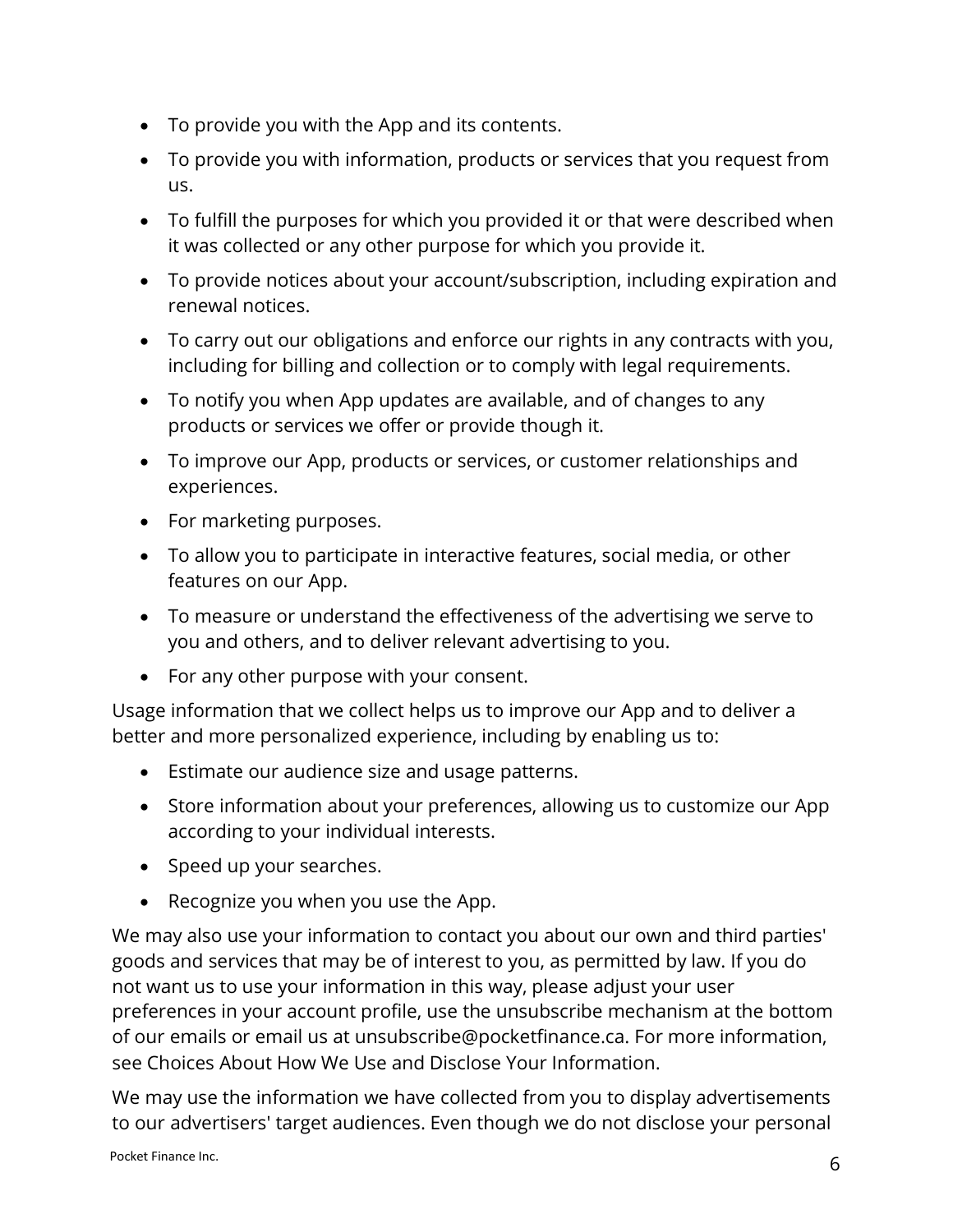- To provide you with the App and its contents.
- To provide you with information, products or services that you request from us.
- To fulfill the purposes for which you provided it or that were described when it was collected or any other purpose for which you provide it.
- To provide notices about your account/subscription, including expiration and renewal notices.
- To carry out our obligations and enforce our rights in any contracts with you, including for billing and collection or to comply with legal requirements.
- To notify you when App updates are available, and of changes to any products or services we offer or provide though it.
- To improve our App, products or services, or customer relationships and experiences.
- For marketing purposes.
- To allow you to participate in interactive features, social media, or other features on our App.
- To measure or understand the effectiveness of the advertising we serve to you and others, and to deliver relevant advertising to you.
- For any other purpose with your consent.

Usage information that we collect helps us to improve our App and to deliver a better and more personalized experience, including by enabling us to:

- Estimate our audience size and usage patterns.
- Store information about your preferences, allowing us to customize our App according to your individual interests.
- Speed up your searches.
- Recognize you when you use the App.

We may also use your information to contact you about our own and third parties' goods and services that may be of interest to you, as permitted by law. If you do not want us to use your information in this way, please adjust your user preferences in your account profile, use the unsubscribe mechanism at the bottom of our emails or email us at unsubscribe@pocketfinance.ca. For more information, see Choices About How We Use and Disclose Your Information.

We may use the information we have collected from you to display advertisements to our advertisers' target audiences. Even though we do not disclose your personal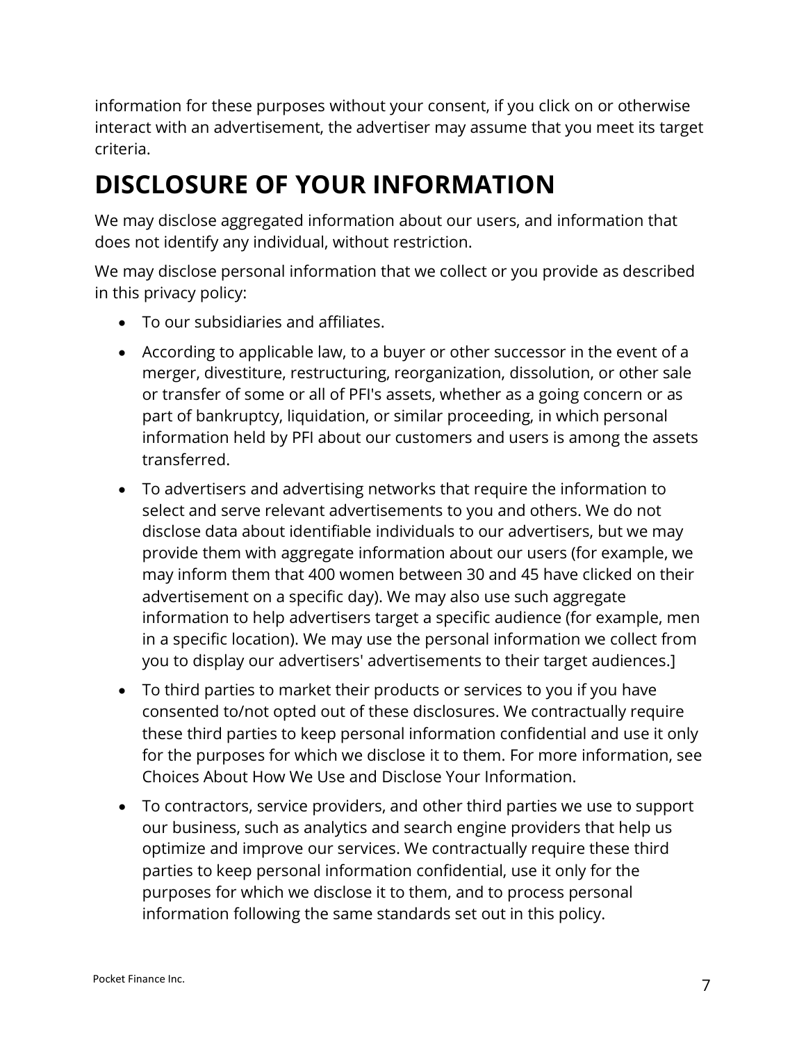information for these purposes without your consent, if you click on or otherwise interact with an advertisement, the advertiser may assume that you meet its target criteria.

# DISCLOSURE OF YOUR INFORMATION

We may disclose aggregated information about our users, and information that does not identify any individual, without restriction.

We may disclose personal information that we collect or you provide as described in this privacy policy:

- To our subsidiaries and affiliates.
- According to applicable law, to a buyer or other successor in the event of a merger, divestiture, restructuring, reorganization, dissolution, or other sale or transfer of some or all of PFI's assets, whether as a going concern or as part of bankruptcy, liquidation, or similar proceeding, in which personal information held by PFI about our customers and users is among the assets transferred.
- To advertisers and advertising networks that require the information to select and serve relevant advertisements to you and others. We do not disclose data about identifiable individuals to our advertisers, but we may provide them with aggregate information about our users (for example, we may inform them that 400 women between 30 and 45 have clicked on their advertisement on a specific day). We may also use such aggregate information to help advertisers target a specific audience (for example, men in a specific location). We may use the personal information we collect from you to display our advertisers' advertisements to their target audiences.]
- To third parties to market their products or services to you if you have consented to/not opted out of these disclosures. We contractually require these third parties to keep personal information confidential and use it only for the purposes for which we disclose it to them. For more information, see Choices About How We Use and Disclose Your Information.
- To contractors, service providers, and other third parties we use to support our business, such as analytics and search engine providers that help us optimize and improve our services. We contractually require these third parties to keep personal information confidential, use it only for the purposes for which we disclose it to them, and to process personal information following the same standards set out in this policy.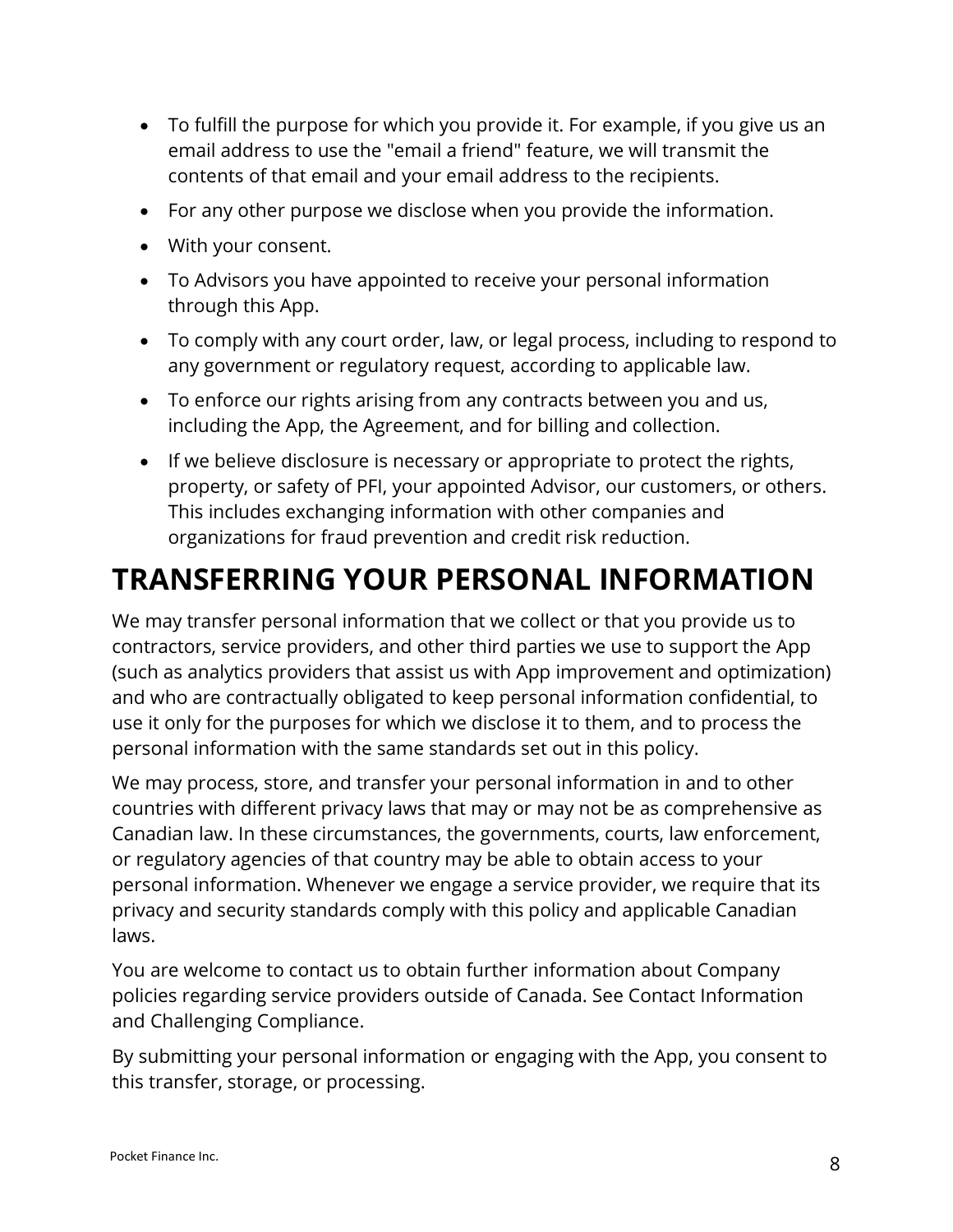- To fulfill the purpose for which you provide it. For example, if you give us an email address to use the "email a friend" feature, we will transmit the contents of that email and your email address to the recipients.
- For any other purpose we disclose when you provide the information.
- With your consent.
- To Advisors you have appointed to receive your personal information through this App.
- To comply with any court order, law, or legal process, including to respond to any government or regulatory request, according to applicable law.
- To enforce our rights arising from any contracts between you and us, including the App, the Agreement, and for billing and collection.
- If we believe disclosure is necessary or appropriate to protect the rights, property, or safety of PFI, your appointed Advisor, our customers, or others. This includes exchanging information with other companies and organizations for fraud prevention and credit risk reduction.

# TRANSFERRING YOUR PERSONAL INFORMATION

We may transfer personal information that we collect or that you provide us to contractors, service providers, and other third parties we use to support the App (such as analytics providers that assist us with App improvement and optimization) and who are contractually obligated to keep personal information confidential, to use it only for the purposes for which we disclose it to them, and to process the personal information with the same standards set out in this policy.

We may process, store, and transfer your personal information in and to other countries with different privacy laws that may or may not be as comprehensive as Canadian law. In these circumstances, the governments, courts, law enforcement, or regulatory agencies of that country may be able to obtain access to your personal information. Whenever we engage a service provider, we require that its privacy and security standards comply with this policy and applicable Canadian laws.

You are welcome to contact us to obtain further information about Company policies regarding service providers outside of Canada. See Contact Information and Challenging Compliance.

By submitting your personal information or engaging with the App, you consent to this transfer, storage, or processing.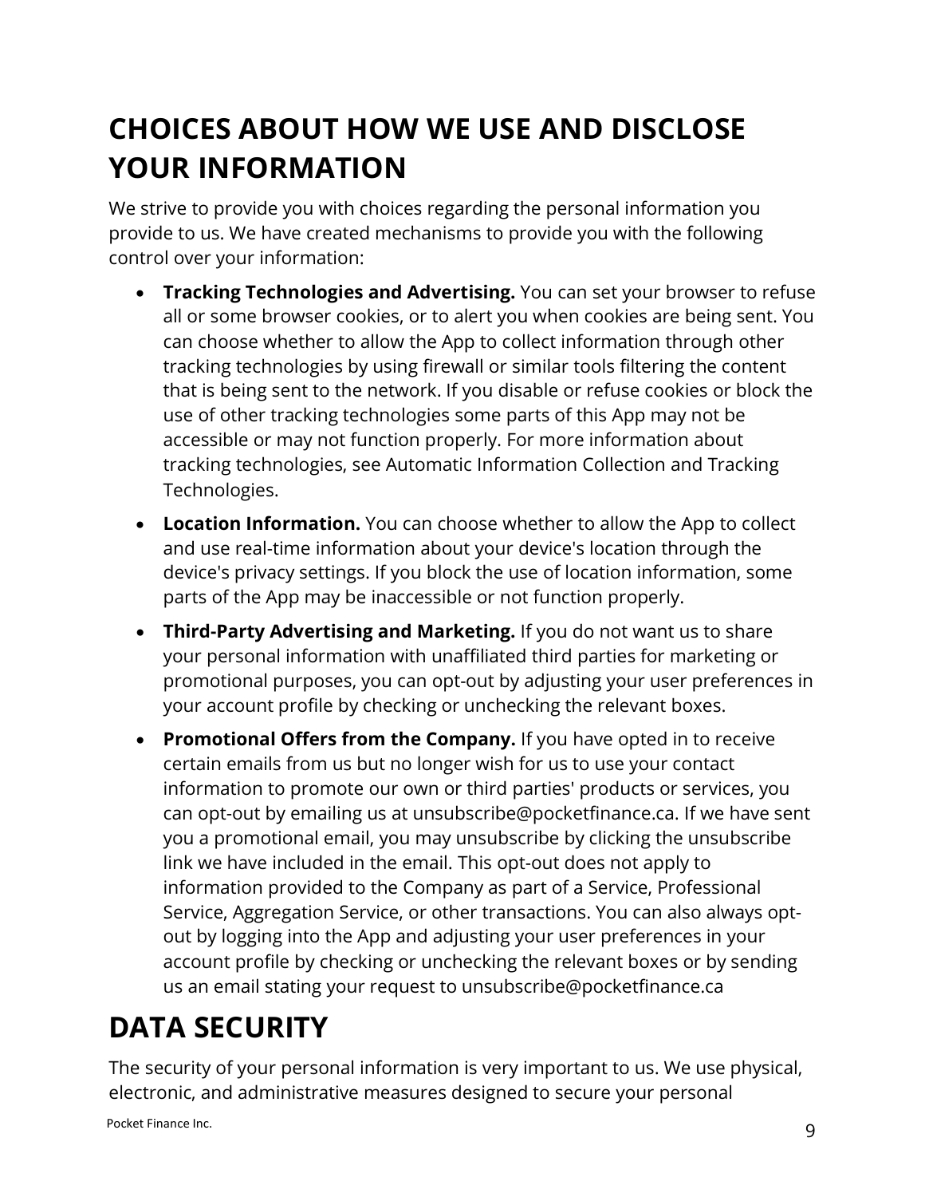# CHOICES ABOUT HOW WE USE AND DISCLOSE YOUR INFORMATION

We strive to provide you with choices regarding the personal information you provide to us. We have created mechanisms to provide you with the following control over your information:

- **Tracking Technologies and Advertising.** You can set your browser to refuse all or some browser cookies, or to alert you when cookies are being sent. You can choose whether to allow the App to collect information through other tracking technologies by using firewall or similar tools filtering the content that is being sent to the network. If you disable or refuse cookies or block the use of other tracking technologies some parts of this App may not be accessible or may not function properly. For more information about tracking technologies, see Automatic Information Collection and Tracking Technologies.
- **Location Information.** You can choose whether to allow the App to collect and use real-time information about your device's location through the device's privacy settings. If you block the use of location information, some parts of the App may be inaccessible or not function properly.
- **Third-Party Advertising and Marketing.** If you do not want us to share your personal information with unaffiliated third parties for marketing or promotional purposes, you can opt-out by adjusting your user preferences in your account profile by checking or unchecking the relevant boxes.
- **Promotional Offers from the Company.** If you have opted in to receive certain emails from us but no longer wish for us to use your contact information to promote our own or third parties' products or services, you can opt-out by emailing us at unsubscribe@pocketfinance.ca. If we have sent you a promotional email, you may unsubscribe by clicking the unsubscribe link we have included in the email. This opt-out does not apply to information provided to the Company as part of a Service, Professional Service, Aggregation Service, or other transactions. You can also always opt-out by logging into the App and adjusting your user preferences in your account profile by checking or unchecking the relevant boxes or by sending us an email stating your request to unsubscribe@pocketfinance.ca

# DATA SECURITY

The security of your personal information is very important to us. We use physical, electronic, and administrative measures designed to secure your personal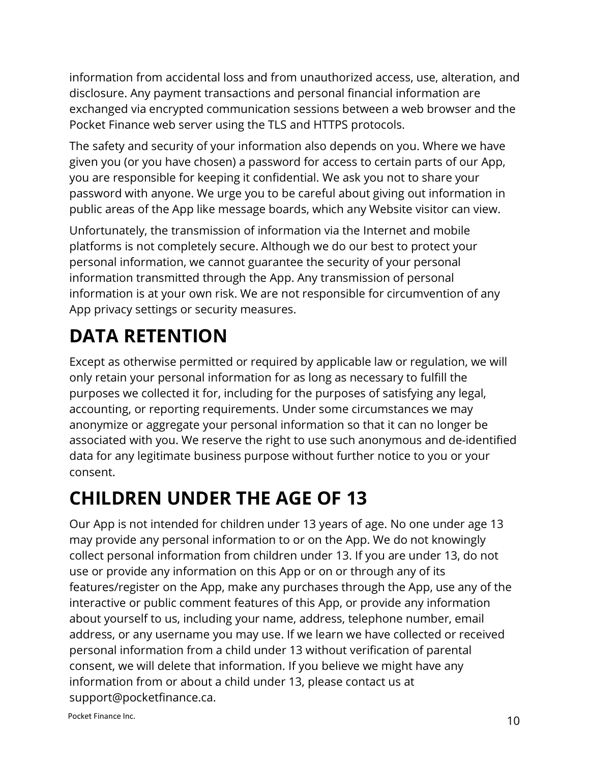information from accidental loss and from unauthorized access, use, alteration, and disclosure. Any payment transactions and personal financial information are exchanged via encrypted communication sessions between a web browser and the Pocket Finance web server using the TLS and HTTPS protocols.

The safety and security of your information also depends on you. Where we have given you (or you have chosen) a password for access to certain parts of our App, you are responsible for keeping it confidential. We ask you not to share your password with anyone. We urge you to be careful about giving out information in public areas of the App like message boards, which any Website visitor can view.

Unfortunately, the transmission of information via the Internet and mobile platforms is not completely secure. Although we do our best to protect your personal information, we cannot guarantee the security of your personal information transmitted through the App. Any transmission of personal information is at your own risk. We are not responsible for circumvention of any App privacy settings or security measures.

# DATA RETENTION

Except as otherwise permitted or required by applicable law or regulation, we will only retain your personal information for as long as necessary to fulfill the purposes we collected it for, including for the purposes of satisfying any legal, accounting, or reporting requirements. Under some circumstances we may anonymize or aggregate your personal information so that it can no longer be associated with you. We reserve the right to use such anonymous and de-identified data for any legitimate business purpose without further notice to you or your consent.

# CHILDREN UNDER THE AGE OF 13

Our App is not intended for children under 13 years of age. No one under age 13 may provide any personal information to or on the App. We do not knowingly collect personal information from children under 13. If you are under 13, do not use or provide any information on this App or on or through any of its features/register on the App, make any purchases through the App, use any of the interactive or public comment features of this App, or provide any information about yourself to us, including your name, address, telephone number, email address, or any username you may use. If we learn we have collected or received personal information from a child under 13 without verification of parental consent, we will delete that information. If you believe we might have any information from or about a child under 13, please contact us at support@pocketfinance.ca.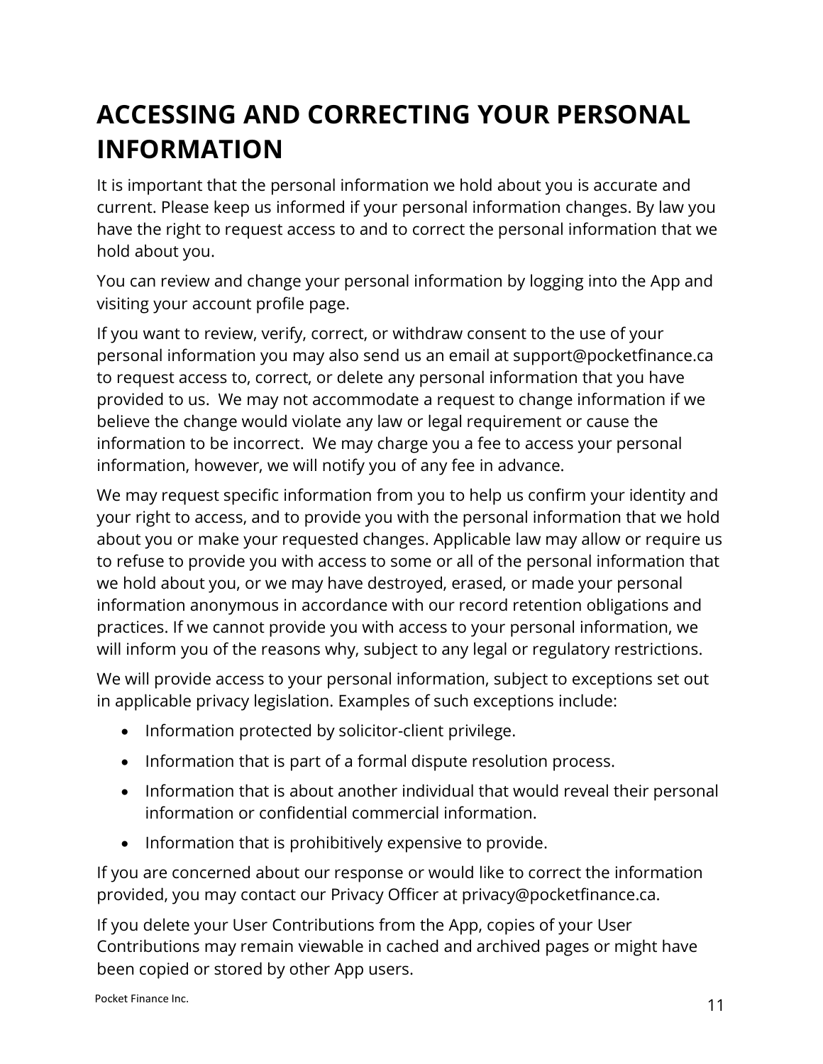# ACCESSING AND CORRECTING YOUR PERSONAL INFORMATION

It is important that the personal information we hold about you is accurate and current. Please keep us informed if your personal information changes. By law you have the right to request access to and to correct the personal information that we hold about you.

You can review and change your personal information by logging into the App and visiting your account profile page.

If you want to review, verify, correct, or withdraw consent to the use of your personal information you may also send us an email at support@pocketfinance.ca to request access to, correct, or delete any personal information that you have provided to us. We may not accommodate a request to change information if we believe the change would violate any law or legal requirement or cause the information to be incorrect. We may charge you a fee to access your personal information, however, we will notify you of any fee in advance.

We may request specific information from you to help us confirm your identity and your right to access, and to provide you with the personal information that we hold about you or make your requested changes. Applicable law may allow or require us to refuse to provide you with access to some or all of the personal information that we hold about you, or we may have destroyed, erased, or made your personal information anonymous in accordance with our record retention obligations and practices. If we cannot provide you with access to your personal information, we will inform you of the reasons why, subject to any legal or regulatory restrictions.

We will provide access to your personal information, subject to exceptions set out in applicable privacy legislation. Examples of such exceptions include:

- Information protected by solicitor-client privilege.
- Information that is part of a formal dispute resolution process.
- Information that is about another individual that would reveal their personal information or confidential commercial information.
- Information that is prohibitively expensive to provide.

If you are concerned about our response or would like to correct the information provided, you may contact our Privacy Officer at privacy@pocketfinance.ca.

If you delete your User Contributions from the App, copies of your User Contributions may remain viewable in cached and archived pages or might have been copied or stored by other App users.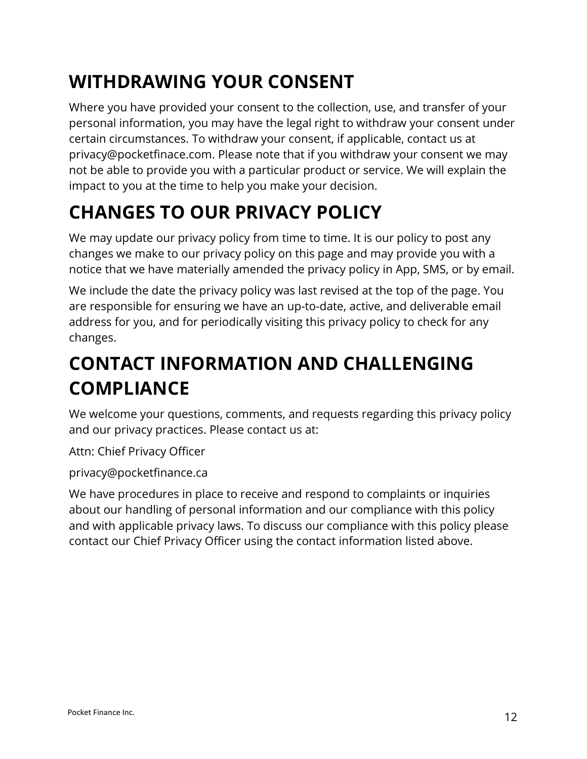# WITHDRAWING YOUR CONSENT

Where you have provided your consent to the collection, use, and transfer of your personal information, you may have the legal right to withdraw your consent under certain circumstances. To withdraw your consent, if applicable, contact us at privacy@pocketfinace.com. Please note that if you withdraw your consent we may not be able to provide you with a particular product or service. We will explain the impact to you at the time to help you make your decision.

# CHANGES TO OUR PRIVACY POLICY

We may update our privacy policy from time to time. It is our policy to post any changes we make to our privacy policy on this page and may provide you with a notice that we have materially amended the privacy policy in App, SMS, or by email.

We include the date the privacy policy was last revised at the top of the page. You are responsible for ensuring we have an up-to-date, active, and deliverable email address for you, and for periodically visiting this privacy policy to check for any changes.

# CONTACT INFORMATION AND CHALLENGING COMPLIANCE

We welcome your questions, comments, and requests regarding this privacy policy and our privacy practices. Please contact us at:

Attn: Chief Privacy Officer

privacy@pocketfinance.ca

We have procedures in place to receive and respond to complaints or inquiries about our handling of personal information and our compliance with this policy and with applicable privacy laws. To discuss our compliance with this policy please contact our Chief Privacy Officer using the contact information listed above.